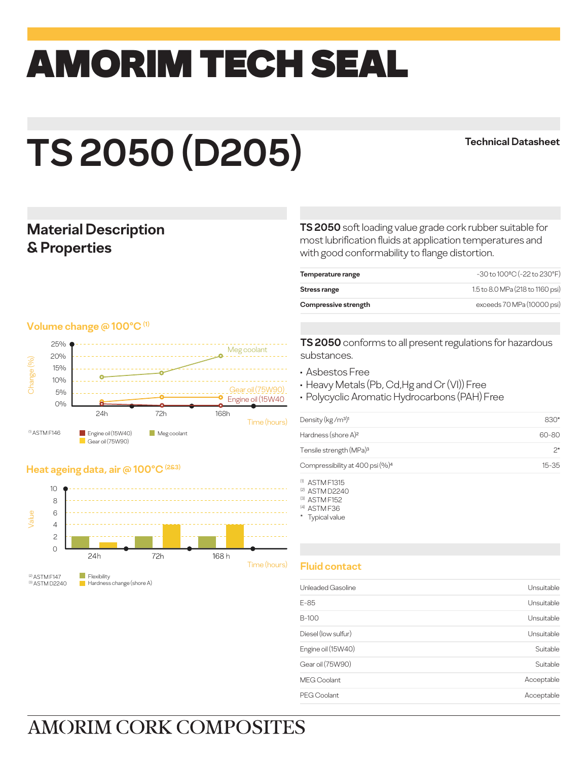# AMORIM TECH SEAL

# TS 2050 (D205)

Technical Datasheet

## Material Description & Properties

**TS 2050** soft loading value grade cork rubber suitable for most lubrification fluids at application temperatures and with good conformability to flange distortion.

| | |
|---|---|
| **Temperature range** | -30 to 100ºC (-22 to 230°F) |
| **Stress range** | 1.5 to 8.0 MPa (218 to 1160 psi) |
| **Compressive strength** | exceeds 70 MPa (10000 psi) |

### Volume change @ 100°C [1]

Change (%): 0%, 5%, 10%, 15%, 20%, 25%

Time (hours): 24h, 72h, 168h

Series: Meg coolant, Gear oil (75W90), Engine oil (15W40)

[1] ASTM F146

### Heat ageing data, air @ 100°C [2&3]

Value: 0, 2, 4, 6, 8, 10

Time (hours): 24h, 72h, 168 h

Series: Flexibility, Hardness change (shore A)

[2] ASTM F147
[3] ASTM D2240

**TS 2050** conforms to all present regulations for hazardous substances.

- Asbestos Free
- Heavy Metals (Pb, Cd,Hg and Cr (VI)) Free
- Polycyclic Aromatic Hydrocarbons (PAH) Free

| | |
|---|---|
| Density (kg /m³)[1] | 830* |
| Hardness (shore A)[2] | 60-80 |
| Tensile strength (MPa)[3] | 2* |
| Compressibility at 400 psi (%)[4] | 15-35 |

[1] ASTM F1315
[2] ASTM D2240
[3] ASTM F152
[4] ASTM F36
\* Typical value

### Fluid contact

| | |
|---|---|
| Unleaded Gasoline | Unsuitable |
| E-85 | Unsuitable |
| B-100 | Unsuitable |
| Diesel (low sulfur) | Unsuitable |
| Engine oil (15W40) | Suitable |
| Gear oil (75W90) | Suitable |
| MEG Coolant | Acceptable |
| PEG Coolant | Acceptable |

AMORIM CORK COMPOSITES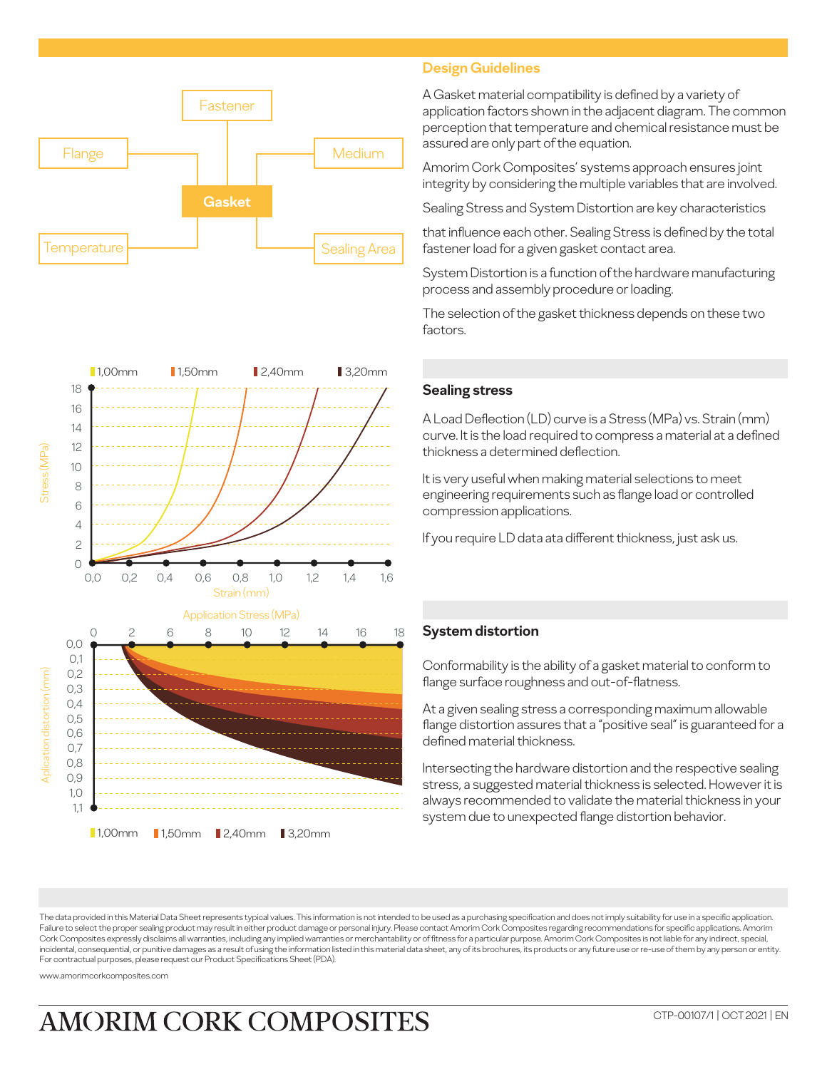Fastener

Flange

Medium

Gasket

Temperature

Sealing Area

## Design Guidelines

A Gasket material compatibility is defined by a variety of application factors shown in the adjacent diagram. The common perception that temperature and chemical resistance must be assured are only part of the equation.

Amorim Cork Composites' systems approach ensures joint integrity by considering the multiple variables that are involved.

Sealing Stress and System Distortion are key characteristics

that influence each other. Sealing Stress is defined by the total fastener load for a given gasket contact area.

System Distortion is a function of the hardware manufacturing process and assembly procedure or loading.

The selection of the gasket thickness depends on these two factors.

1,00mm 1,50mm 2,40mm 3,20mm

Stress (MPa)

18 16 14 12 10 8 6 4 2 0

0,0 0,2 0,4 0,6 0,8 1,0 1,2 1,4 1,6

Strain (mm)

## Sealing stress

A Load Deflection (LD) curve is a Stress (MPa) vs. Strain (mm) curve. It is the load required to compress a material at a defined thickness a determined deflection.

It is very useful when making material selections to meet engineering requirements such as flange load or controlled compression applications.

If you require LD data ata different thickness, just ask us.

Application Stress (MPa)

0 2 6 8 10 12 14 16 18

Aplication distortion (mm)

0,0 0,1 0,2 0,3 0,4 0,5 0,6 0,7 0,8 0,9 1,0 1,1

1,00mm 1,50mm 2,40mm 3,20mm

## System distortion

Conformability is the ability of a gasket material to conform to flange surface roughness and out-of-flatness.

At a given sealing stress a corresponding maximum allowable flange distortion assures that a "positive seal" is guaranteed for a defined material thickness.

Intersecting the hardware distortion and the respective sealing stress, a suggested material thickness is selected. However it is always recommended to validate the material thickness in your system due to unexpected flange distortion behavior.

The data provided in this Material Data Sheet represents typical values. This information is not intended to be used as a purchasing specification and does not imply suitability for use in a specific application. Failure to select the proper sealing product may result in either product damage or personal injury. Please contact Amorim Cork Composites regarding recommendations for specific applications. Amorim Cork Composites expressly disclaims all warranties, including any implied warranties or merchantability or of fitness for a particular purpose. Amorim Cork Composites is not liable for any indirect, special, incidental, consequential, or punitive damages as a result of using the information listed in this material data sheet, any of its brochures, its products or any future use or re-use of them by any person or entity. For contractual purposes, please request our Product Specifications Sheet (PDA).

www.amorimcorkcomposites.com

AMORIM CORK COMPOSITES

CTP-00107/1 | OCT 2021 | EN